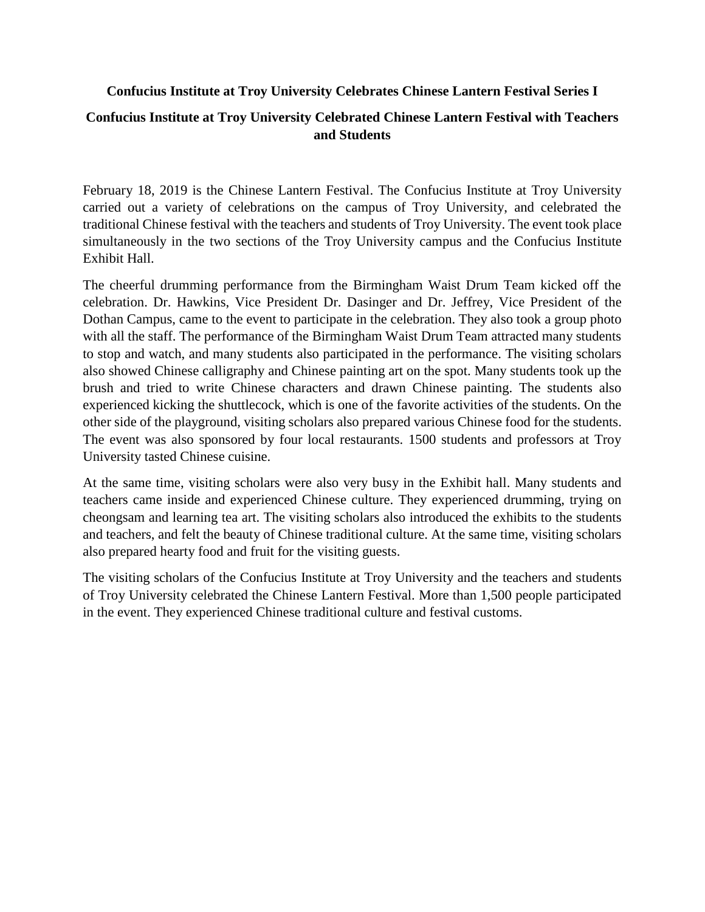**Confucius Institute at Troy University Celebrates Chinese Lantern Festival Series I**

**Confucius Institute at Troy University Celebrated Chinese Lantern Festival with Teachers and Students**

February 18, 2019 is the Chinese Lantern Festival. The Confucius Institute at Troy University carried out a variety of celebrations on the campus of Troy University, and celebrated the traditional Chinese festival with the teachers and students of Troy University. The event took place simultaneously in the two sections of the Troy University campus and the Confucius Institute Exhibit Hall.

The cheerful drumming performance from the Birmingham Waist Drum Team kicked off the celebration. Dr. Hawkins, Vice President Dr. Dasinger and Dr. Jeffrey, Vice President of the Dothan Campus, came to the event to participate in the celebration. They also took a group photo with all the staff. The performance of the Birmingham Waist Drum Team attracted many students to stop and watch, and many students also participated in the performance. The visiting scholars also showed Chinese calligraphy and Chinese painting art on the spot. Many students took up the brush and tried to write Chinese characters and drawn Chinese painting. The students also experienced kicking the shuttlecock, which is one of the favorite activities of the students. On the other side of the playground, visiting scholars also prepared various Chinese food for the students. The event was also sponsored by four local restaurants. 1500 students and professors at Troy University tasted Chinese cuisine.

At the same time, visiting scholars were also very busy in the Exhibit hall. Many students and teachers came inside and experienced Chinese culture. They experienced drumming, trying on cheongsam and learning tea art. The visiting scholars also introduced the exhibits to the students and teachers, and felt the beauty of Chinese traditional culture. At the same time, visiting scholars also prepared hearty food and fruit for the visiting guests.

The visiting scholars of the Confucius Institute at Troy University and the teachers and students of Troy University celebrated the Chinese Lantern Festival. More than 1,500 people participated in the event. They experienced Chinese traditional culture and festival customs.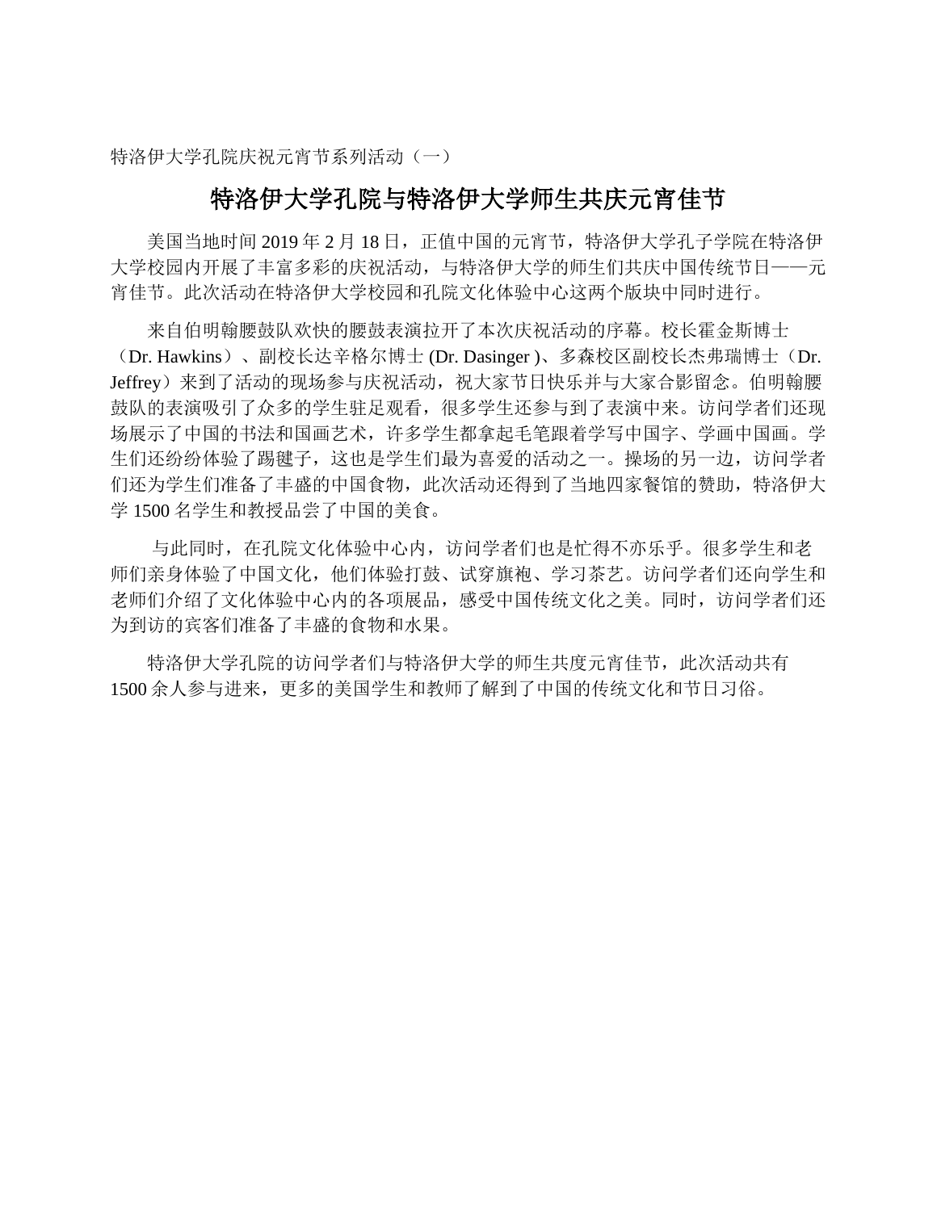特洛伊大学孔院庆祝元宵节系列活动（一）

# 特洛伊大学孔院与特洛伊大学师生共庆元宵佳节

美国当地时间 2019 年 2 月 18 日，正值中国的元宵节，特洛伊大学孔子学院在特洛伊大学校园内开展了丰富多彩的庆祝活动，与特洛伊大学的师生们共庆中国传统节日——元宵佳节。此次活动在特洛伊大学校园和孔院文化体验中心这两个版块中同时进行。

来自伯明翰腰鼓队欢快的腰鼓表演拉开了本次庆祝活动的序幕。校长霍金斯博士（Dr. Hawkins）、副校长达辛格尔博士 (Dr. Dasinger )、多森校区副校长杰弗瑞博士（Dr. Jeffrey）来到了活动的现场参与庆祝活动，祝大家节日快乐并与大家合影留念。伯明翰腰鼓队的表演吸引了众多的学生驻足观看，很多学生还参与到了表演中来。访问学者们还现场展示了中国的书法和国画艺术，许多学生都拿起毛笔跟着学写中国字、学画中国画。学生们还纷纷体验了踢毽子，这也是学生们最为喜爱的活动之一。操场的另一边，访问学者们还为学生们准备了丰盛的中国食物，此次活动还得到了当地四家餐馆的赞助，特洛伊大学 1500 名学生和教授品尝了中国的美食。

与此同时，在孔院文化体验中心内，访问学者们也是忙得不亦乐乎。很多学生和老师们亲身体验了中国文化，他们体验打鼓、试穿旗袍、学习茶艺。访问学者们还向学生和老师们介绍了文化体验中心内的各项展品，感受中国传统文化之美。同时，访问学者们还为到访的宾客们准备了丰盛的食物和水果。

特洛伊大学孔院的访问学者们与特洛伊大学的师生共度元宵佳节，此次活动共有 1500 余人参与进来，更多的美国学生和教师了解到了中国的传统文化和节日习俗。